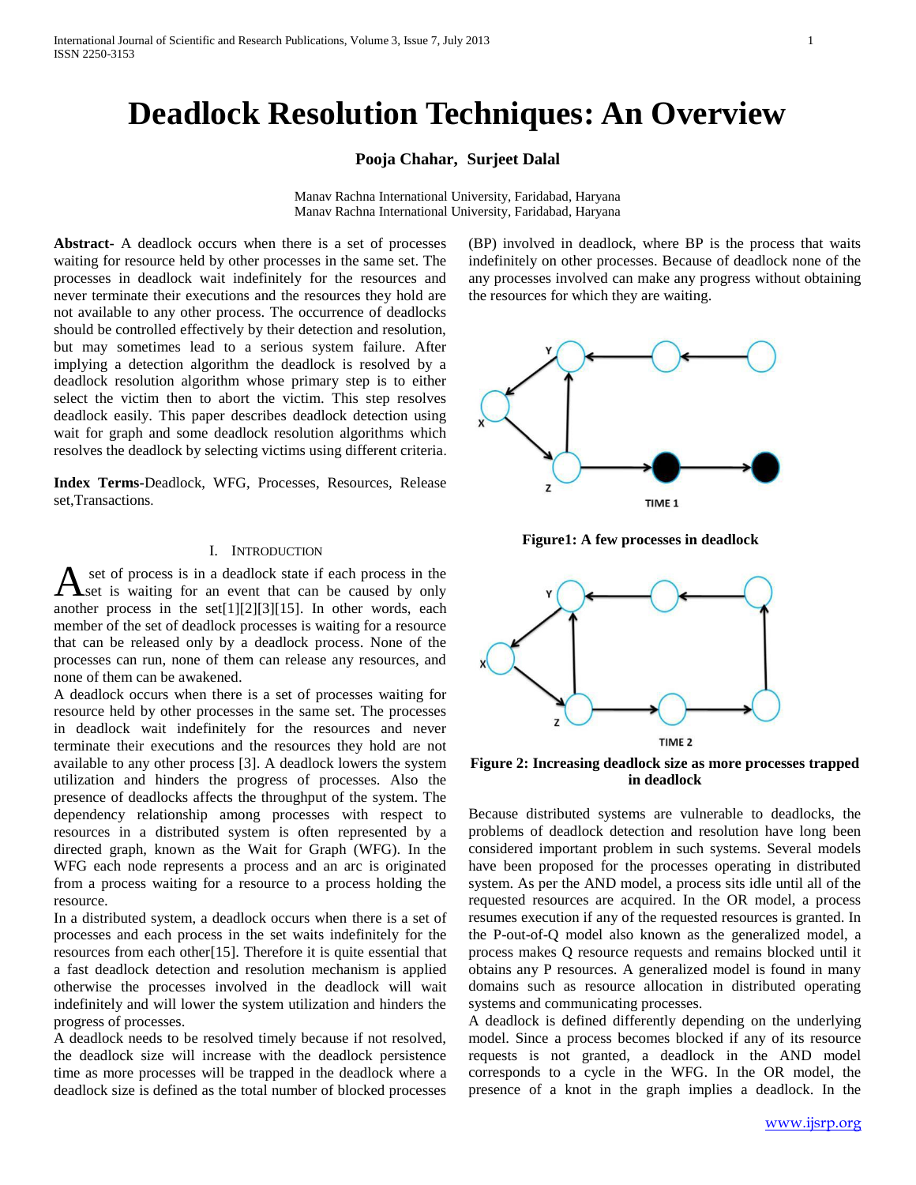# Deadlock Resolution Techniques: An Overview

**Pooja Chahar, Surjeet Dalal**

Manav Rachna International University, Faridabad, Haryana
Manav Rachna International University, Faridabad, Haryana

**Abstract-** A deadlock occurs when there is a set of processes waiting for resource held by other processes in the same set. The processes in deadlock wait indefinitely for the resources and never terminate their executions and the resources they hold are not available to any other process. The occurrence of deadlocks should be controlled effectively by their detection and resolution, but may sometimes lead to a serious system failure. After implying a detection algorithm the deadlock is resolved by a deadlock resolution algorithm whose primary step is to either select the victim then to abort the victim. This step resolves deadlock easily. This paper describes deadlock detection using wait for graph and some deadlock resolution algorithms which resolves the deadlock by selecting victims using different criteria.

**Index Terms**-Deadlock, WFG, Processes, Resources, Release set,Transactions.

## I. Introduction

A set of process is in a deadlock state if each process in the set is waiting for an event that can be caused by only another process in the set[1][2][3][15]. In other words, each member of the set of deadlock processes is waiting for a resource that can be released only by a deadlock process. None of the processes can run, none of them can release any resources, and none of them can be awakened.

A deadlock occurs when there is a set of processes waiting for resource held by other processes in the same set. The processes in deadlock wait indefinitely for the resources and never terminate their executions and the resources they hold are not available to any other process [3]. A deadlock lowers the system utilization and hinders the progress of processes. Also the presence of deadlocks affects the throughput of the system. The dependency relationship among processes with respect to resources in a distributed system is often represented by a directed graph, known as the Wait for Graph (WFG). In the WFG each node represents a process and an arc is originated from a process waiting for a resource to a process holding the resource.

In a distributed system, a deadlock occurs when there is a set of processes and each process in the set waits indefinitely for the resources from each other[15]. Therefore it is quite essential that a fast deadlock detection and resolution mechanism is applied otherwise the processes involved in the deadlock will wait indefinitely and will lower the system utilization and hinders the progress of processes.

A deadlock needs to be resolved timely because if not resolved, the deadlock size will increase with the deadlock persistence time as more processes will be trapped in the deadlock where a deadlock size is defined as the total number of blocked processes (BP) involved in deadlock, where BP is the process that waits indefinitely on other processes. Because of deadlock none of the any processes involved can make any progress without obtaining the resources for which they are waiting.

**Figure1: A few processes in deadlock**

**Figure 2: Increasing deadlock size as more processes trapped in deadlock**

Because distributed systems are vulnerable to deadlocks, the problems of deadlock detection and resolution have long been considered important problem in such systems. Several models have been proposed for the processes operating in distributed system. As per the AND model, a process sits idle until all of the requested resources are acquired. In the OR model, a process resumes execution if any of the requested resources is granted. In the P-out-of-Q model also known as the generalized model, a process makes Q resource requests and remains blocked until it obtains any P resources. A generalized model is found in many domains such as resource allocation in distributed operating systems and communicating processes.

A deadlock is defined differently depending on the underlying model. Since a process becomes blocked if any of its resource requests is not granted, a deadlock in the AND model corresponds to a cycle in the WFG. In the OR model, the presence of a knot in the graph implies a deadlock. In the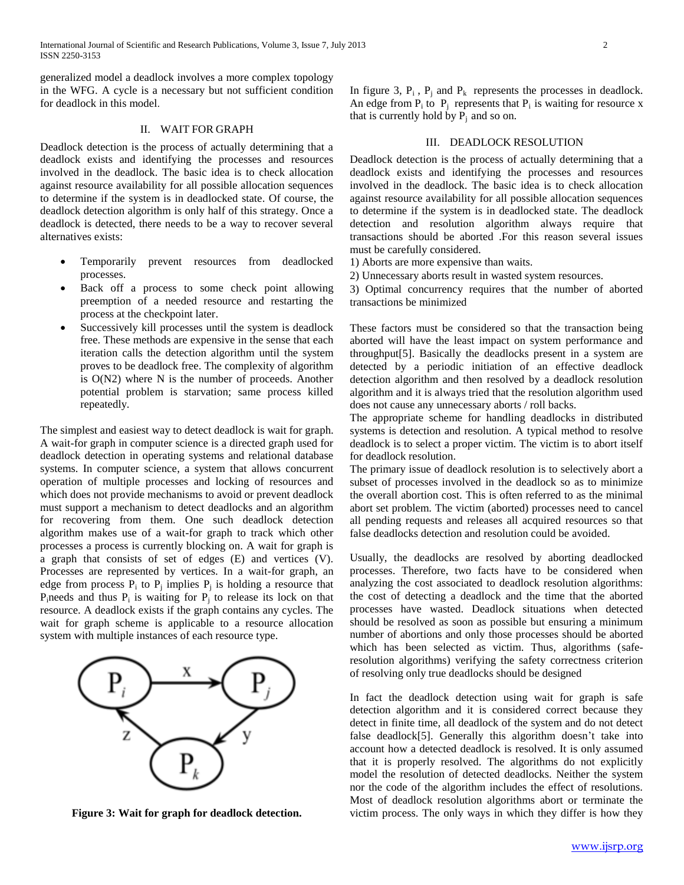generalized model a deadlock involves a more complex topology in the WFG. A cycle is a necessary but not sufficient condition for deadlock in this model.

## II. WAIT FOR GRAPH

Deadlock detection is the process of actually determining that a deadlock exists and identifying the processes and resources involved in the deadlock. The basic idea is to check allocation against resource availability for all possible allocation sequences to determine if the system is in deadlocked state. Of course, the deadlock detection algorithm is only half of this strategy. Once a deadlock is detected, there needs to be a way to recover several alternatives exists:

- Temporarily prevent resources from deadlocked processes.
- Back off a process to some check point allowing preemption of a needed resource and restarting the process at the checkpoint later.
- Successively kill processes until the system is deadlock free. These methods are expensive in the sense that each iteration calls the detection algorithm until the system proves to be deadlock free. The complexity of algorithm is O(N2) where N is the number of proceeds. Another potential problem is starvation; same process killed repeatedly.

The simplest and easiest way to detect deadlock is wait for graph. A wait-for graph in computer science is a directed graph used for deadlock detection in operating systems and relational database systems. In computer science, a system that allows concurrent operation of multiple processes and locking of resources and which does not provide mechanisms to avoid or prevent deadlock must support a mechanism to detect deadlocks and an algorithm for recovering from them. One such deadlock detection algorithm makes use of a wait-for graph to track which other processes a process is currently blocking on. A wait for graph is a graph that consists of set of edges (E) and vertices (V). Processes are represented by vertices. In a wait-for graph, an edge from process $P_i$ to $P_j$ implies $P_j$ is holding a resource that $P_i$needs and thus $P_i$ is waiting for $P_j$ to release its lock on that resource. A deadlock exists if the graph contains any cycles. The wait for graph scheme is applicable to a resource allocation system with multiple instances of each resource type.

**Figure 3: Wait for graph for deadlock detection.**

In figure 3, $P_i$ , $P_j$ and $P_k$ represents the processes in deadlock. An edge from $P_i$ to $P_j$ represents that $P_i$ is waiting for resource x that is currently hold by $P_j$ and so on.

## III. DEADLOCK RESOLUTION

Deadlock detection is the process of actually determining that a deadlock exists and identifying the processes and resources involved in the deadlock. The basic idea is to check allocation against resource availability for all possible allocation sequences to determine if the system is in deadlocked state. The deadlock detection and resolution algorithm always require that transactions should be aborted .For this reason several issues must be carefully considered.

1) Aborts are more expensive than waits.
2) Unnecessary aborts result in wasted system resources.
3) Optimal concurrency requires that the number of aborted transactions be minimized

These factors must be considered so that the transaction being aborted will have the least impact on system performance and throughput[5]. Basically the deadlocks present in a system are detected by a periodic initiation of an effective deadlock detection algorithm and then resolved by a deadlock resolution algorithm and it is always tried that the resolution algorithm used does not cause any unnecessary aborts / roll backs.

The appropriate scheme for handling deadlocks in distributed systems is detection and resolution. A typical method to resolve deadlock is to select a proper victim. The victim is to abort itself for deadlock resolution.

The primary issue of deadlock resolution is to selectively abort a subset of processes involved in the deadlock so as to minimize the overall abortion cost. This is often referred to as the minimal abort set problem. The victim (aborted) processes need to cancel all pending requests and releases all acquired resources so that false deadlocks detection and resolution could be avoided.

Usually, the deadlocks are resolved by aborting deadlocked processes. Therefore, two facts have to be considered when analyzing the cost associated to deadlock resolution algorithms: the cost of detecting a deadlock and the time that the aborted processes have wasted. Deadlock situations when detected should be resolved as soon as possible but ensuring a minimum number of abortions and only those processes should be aborted which has been selected as victim. Thus, algorithms (safe-resolution algorithms) verifying the safety correctness criterion of resolving only true deadlocks should be designed

In fact the deadlock detection using wait for graph is safe detection algorithm and it is considered correct because they detect in finite time, all deadlock of the system and do not detect false deadlock[5]. Generally this algorithm doesn't take into account how a detected deadlock is resolved. It is only assumed that it is properly resolved. The algorithms do not explicitly model the resolution of detected deadlocks. Neither the system nor the code of the algorithm includes the effect of resolutions. Most of deadlock resolution algorithms abort or terminate the victim process. The only ways in which they differ is how they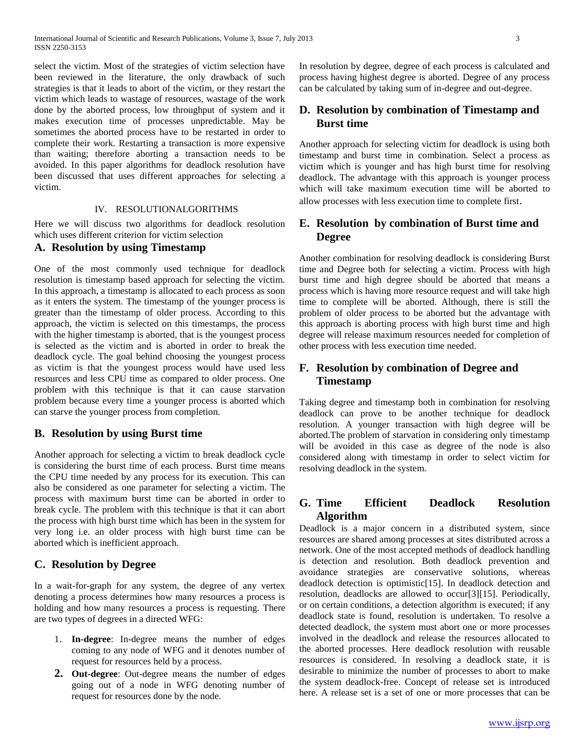select the victim. Most of the strategies of victim selection have been reviewed in the literature, the only drawback of such strategies is that it leads to abort of the victim, or they restart the victim which leads to wastage of resources, wastage of the work done by the aborted process, low throughput of system and it makes execution time of processes unpredictable. May be sometimes the aborted process have to be restarted in order to complete their work. Restarting a transaction is more expensive than waiting; therefore aborting a transaction needs to be avoided. In this paper algorithms for deadlock resolution have been discussed that uses different approaches for selecting a victim.

## IV. RESOLUTIONALGORITHMS

Here we will discuss two algorithms for deadlock resolution which uses different criterion for victim selection

### A. Resolution by using Timestamp

One of the most commonly used technique for deadlock resolution is timestamp based approach for selecting the victim. In this approach, a timestamp is allocated to each process as soon as it enters the system. The timestamp of the younger process is greater than the timestamp of older process. According to this approach, the victim is selected on this timestamps, the process with the higher timestamp is aborted, that is the youngest process is selected as the victim and is aborted in order to break the deadlock cycle. The goal behind choosing the youngest process as victim is that the youngest process would have used less resources and less CPU time as compared to older process. One problem with this technique is that it can cause starvation problem because every time a younger process is aborted which can starve the younger process from completion.

### B. Resolution by using Burst time

Another approach for selecting a victim to break deadlock cycle is considering the burst time of each process. Burst time means the CPU time needed by any process for its execution. This can also be considered as one parameter for selecting a victim. The process with maximum burst time can be aborted in order to break cycle. The problem with this technique is that it can abort the process with high burst time which has been in the system for very long i.e. an older process with high burst time can be aborted which is inefficient approach.

### C. Resolution by Degree

In a wait-for-graph for any system, the degree of any vertex denoting a process determines how many resources a process is holding and how many resources a process is requesting. There are two types of degrees in a directed WFG:

1. **In-degree**: In-degree means the number of edges coming to any node of WFG and it denotes number of request for resources held by a process.
2. **Out-degree**: Out-degree means the number of edges going out of a node in WFG denoting number of request for resources done by the node.

In resolution by degree, degree of each process is calculated and process having highest degree is aborted. Degree of any process can be calculated by taking sum of in-degree and out-degree.

### D. Resolution by combination of Timestamp and Burst time

Another approach for selecting victim for deadlock is using both timestamp and burst time in combination. Select a process as victim which is younger and has high burst time for resolving deadlock. The advantage with this approach is younger process which will take maximum execution time will be aborted to allow processes with less execution time to complete first.

### E. Resolution by combination of Burst time and Degree

Another combination for resolving deadlock is considering Burst time and Degree both for selecting a victim. Process with high burst time and high degree should be aborted that means a process which is having more resource request and will take high time to complete will be aborted. Although, there is still the problem of older process to be aborted but the advantage with this approach is aborting process with high burst time and high degree will release maximum resources needed for completion of other process with less execution time needed.

### F. Resolution by combination of Degree and Timestamp

Taking degree and timestamp both in combination for resolving deadlock can prove to be another technique for deadlock resolution. A younger transaction with high degree will be aborted.The problem of starvation in considering only timestamp will be avoided in this case as degree of the node is also considered along with timestamp in order to select victim for resolving deadlock in the system.

### G. Time Efficient Deadlock Resolution Algorithm

Deadlock is a major concern in a distributed system, since resources are shared among processes at sites distributed across a network. One of the most accepted methods of deadlock handling is detection and resolution. Both deadlock prevention and avoidance strategies are conservative solutions, whereas deadlock detection is optimistic[15]. In deadlock detection and resolution, deadlocks are allowed to occur[3][15]. Periodically, or on certain conditions, a detection algorithm is executed; if any deadlock state is found, resolution is undertaken. To resolve a detected deadlock, the system must abort one or more processes involved in the deadlock and release the resources allocated to the aborted processes. Here deadlock resolution with reusable resources is considered. In resolving a deadlock state, it is desirable to minimize the number of processes to abort to make the system deadlock-free. Concept of release set is introduced here. A release set is a set of one or more processes that can be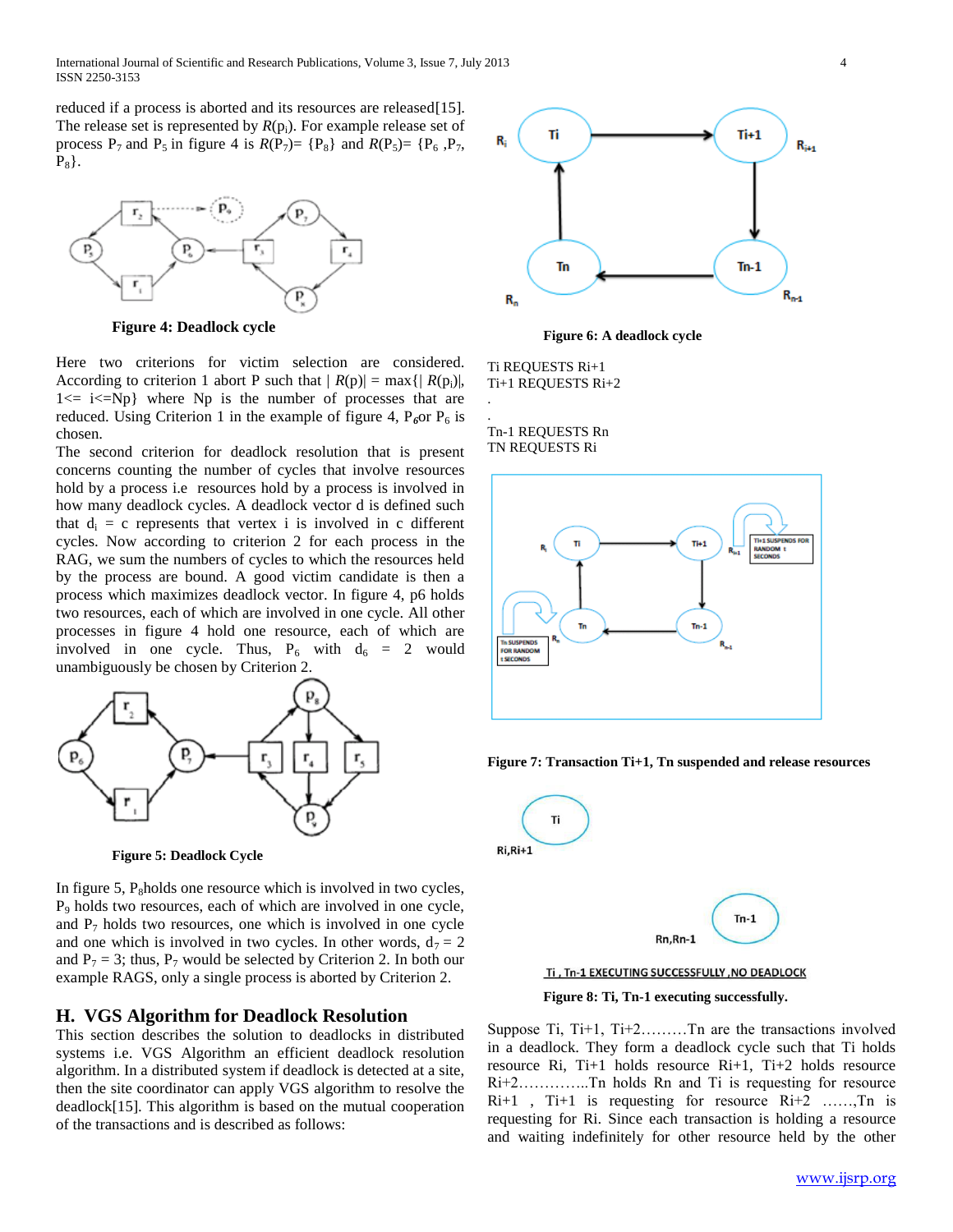reduced if a process is aborted and its resources are released[15]. The release set is represented by $R(p_i)$. For example release set of process $P_7$ and $P_5$ in figure 4 is $R(P_7)= \{P_8\}$ and $R(P_5)= \{P_6, P_7, P_8\}$.

**Figure 4: Deadlock cycle**

Here two criterions for victim selection are considered. According to criterion 1 abort P such that $|R(p)| = \max\{|R(p_i)|, 1<= i<=Np\}$ where Np is the number of processes that are reduced. Using Criterion 1 in the example of figure 4, $P_6$or $P_6$ is chosen.

The second criterion for deadlock resolution that is present concerns counting the number of cycles that involve resources hold by a process i.e resources hold by a process is involved in how many deadlock cycles. A deadlock vector d is defined such that $d_i = c$ represents that vertex i is involved in c different cycles. Now according to criterion 2 for each process in the RAG, we sum the numbers of cycles to which the resources held by the process are bound. A good victim candidate is then a process which maximizes deadlock vector. In figure 4, p6 holds two resources, each of which are involved in one cycle. All other processes in figure 4 hold one resource, each of which are involved in one cycle. Thus, $P_6$ with $d_6 = 2$ would unambiguously be chosen by Criterion 2.

**Figure 5: Deadlock Cycle**

In figure 5, $P_8$holds one resource which is involved in two cycles, $P_9$ holds two resources, each of which are involved in one cycle, and $P_7$ holds two resources, one which is involved in one cycle and one which is involved in two cycles. In other words, $d_7 = 2$ and $P_7 = 3$; thus, $P_7$ would be selected by Criterion 2. In both our example RAGS, only a single process is aborted by Criterion 2.

## H. VGS Algorithm for Deadlock Resolution

This section describes the solution to deadlocks in distributed systems i.e. VGS Algorithm an efficient deadlock resolution algorithm. In a distributed system if deadlock is detected at a site, then the site coordinator can apply VGS algorithm to resolve the deadlock[15]. This algorithm is based on the mutual cooperation of the transactions and is described as follows:

**Figure 6: A deadlock cycle**

Ti REQUESTS Ri+1
Ti+1 REQUESTS Ri+2
.
.
Tn-1 REQUESTS Rn
TN REQUESTS Ri

**Figure 7: Transaction Ti+1, Tn suspended and release resources**

**Figure 8: Ti, Tn-1 executing successfully.**

Suppose Ti, Ti+1, Ti+2………Tn are the transactions involved in a deadlock. They form a deadlock cycle such that Ti holds resource Ri, Ti+1 holds resource Ri+1, Ti+2 holds resource Ri+2…………..Tn holds Rn and Ti is requesting for resource Ri+1 , Ti+1 is requesting for resource Ri+2 ……,Tn is requesting for Ri. Since each transaction is holding a resource and waiting indefinitely for other resource held by the other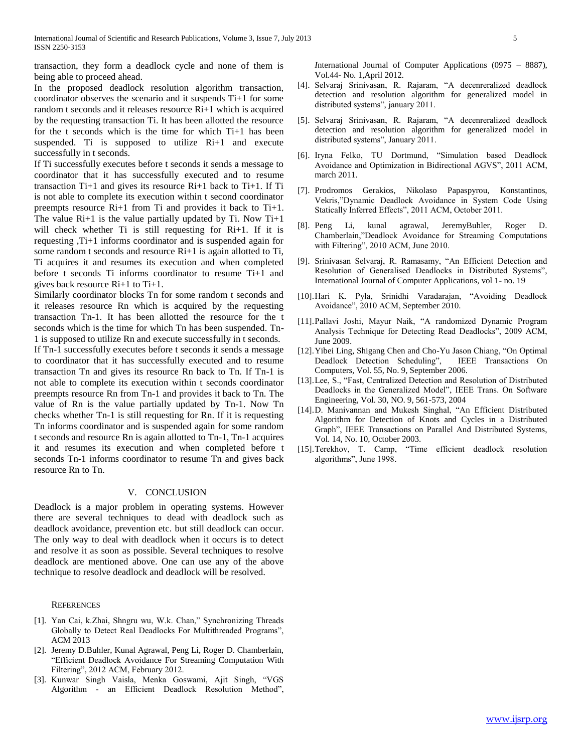transaction, they form a deadlock cycle and none of them is being able to proceed ahead.

In the proposed deadlock resolution algorithm transaction, coordinator observes the scenario and it suspends Ti+1 for some random t seconds and it releases resource Ri+1 which is acquired by the requesting transaction Ti. It has been allotted the resource for the t seconds which is the time for which Ti+1 has been suspended. Ti is supposed to utilize Ri+1 and execute successfully in t seconds.

If Ti successfully executes before t seconds it sends a message to coordinator that it has successfully executed and to resume transaction Ti+1 and gives its resource Ri+1 back to Ti+1. If Ti is not able to complete its execution within t second coordinator preempts resource Ri+1 from Ti and provides it back to Ti+1. The value Ri+1 is the value partially updated by Ti. Now Ti+1 will check whether Ti is still requesting for Ri+1. If it is requesting ,Ti+1 informs coordinator and is suspended again for some random t seconds and resource Ri+1 is again allotted to Ti, Ti acquires it and resumes its execution and when completed before t seconds Ti informs coordinator to resume Ti+1 and gives back resource Ri+1 to Ti+1.

Similarly coordinator blocks Tn for some random t seconds and it releases resource Rn which is acquired by the requesting transaction Tn-1. It has been allotted the resource for the t seconds which is the time for which Tn has been suspended. Tn-1 is supposed to utilize Rn and execute successfully in t seconds.

If Tn-1 successfully executes before t seconds it sends a message to coordinator that it has successfully executed and to resume transaction Tn and gives its resource Rn back to Tn. If Tn-1 is not able to complete its execution within t seconds coordinator preempts resource Rn from Tn-1 and provides it back to Tn. The value of Rn is the value partially updated by Tn-1. Now Tn checks whether Tn-1 is still requesting for Rn. If it is requesting Tn informs coordinator and is suspended again for some random t seconds and resource Rn is again allotted to Tn-1, Tn-1 acquires it and resumes its execution and when completed before t seconds Tn-1 informs coordinator to resume Tn and gives back resource Rn to Tn.

## V. CONCLUSION

Deadlock is a major problem in operating systems. However there are several techniques to dead with deadlock such as deadlock avoidance, prevention etc. but still deadlock can occur. The only way to deal with deadlock when it occurs is to detect and resolve it as soon as possible. Several techniques to resolve deadlock are mentioned above. One can use any of the above technique to resolve deadlock and deadlock will be resolved.

## REFERENCES

[1]. Yan Cai, k.Zhai, Shngru wu, W.k. Chan," Synchronizing Threads Globally to Detect Real Deadlocks For Multithreaded Programs", ACM 2013

[2]. Jeremy D.Buhler, Kunal Agrawal, Peng Li, Roger D. Chamberlain, "Efficient Deadlock Avoidance For Streaming Computation With Filtering", 2012 ACM, February 2012.

[3]. Kunwar Singh Vaisla, Menka Goswami, Ajit Singh, "VGS Algorithm - an Efficient Deadlock Resolution Method", International Journal of Computer Applications (0975 – 8887), Vol.44- No. 1,April 2012.

[4]. Selvaraj Srinivasan, R. Rajaram, "A decenreralized deadlock detection and resolution algorithm for generalized model in distributed systems", january 2011.

[5]. Selvaraj Srinivasan, R. Rajaram, "A decenreralized deadlock detection and resolution algorithm for generalized model in distributed systems", January 2011.

[6]. Iryna Felko, TU Dortmund, "Simulation based Deadlock Avoidance and Optimization in Bidirectional AGVS", 2011 ACM, march 2011.

[7]. Prodromos Gerakios, Nikolaso Papaspyrou, Konstantinos, Vekris,"Dynamic Deadlock Avoidance in System Code Using Statically Inferred Effects", 2011 ACM, October 2011.

[8]. Peng Li, kunal agrawal, JeremyBuhler, Roger D. Chamberlain,"Deadlock Avoidance for Streaming Computations with Filtering", 2010 ACM, June 2010.

[9]. Srinivasan Selvaraj, R. Ramasamy, "An Efficient Detection and Resolution of Generalised Deadlocks in Distributed Systems", International Journal of Computer Applications, vol 1- no. 19

[10]. Hari K. Pyla, Srinidhi Varadarajan, "Avoiding Deadlock Avoidance", 2010 ACM, September 2010.

[11]. Pallavi Joshi, Mayur Naik, "A randomized Dynamic Program Analysis Technique for Detecting Read Deadlocks", 2009 ACM, June 2009.

[12]. Yibei Ling, Shigang Chen and Cho-Yu Jason Chiang, "On Optimal Deadlock Detection Scheduling", IEEE Transactions On Computers, Vol. 55, No. 9, September 2006.

[13]. Lee, S., "Fast, Centralized Detection and Resolution of Distributed Deadlocks in the Generalized Model", IEEE Trans. On Software Engineering, Vol. 30, NO. 9, 561-573, 2004

[14]. D. Manivannan and Mukesh Singhal, "An Efficient Distributed Algorithm for Detection of Knots and Cycles in a Distributed Graph", IEEE Transactions on Parallel And Distributed Systems, Vol. 14, No. 10, October 2003.

[15]. Terekhov, T. Camp, "Time efficient deadlock resolution algorithms", June 1998.